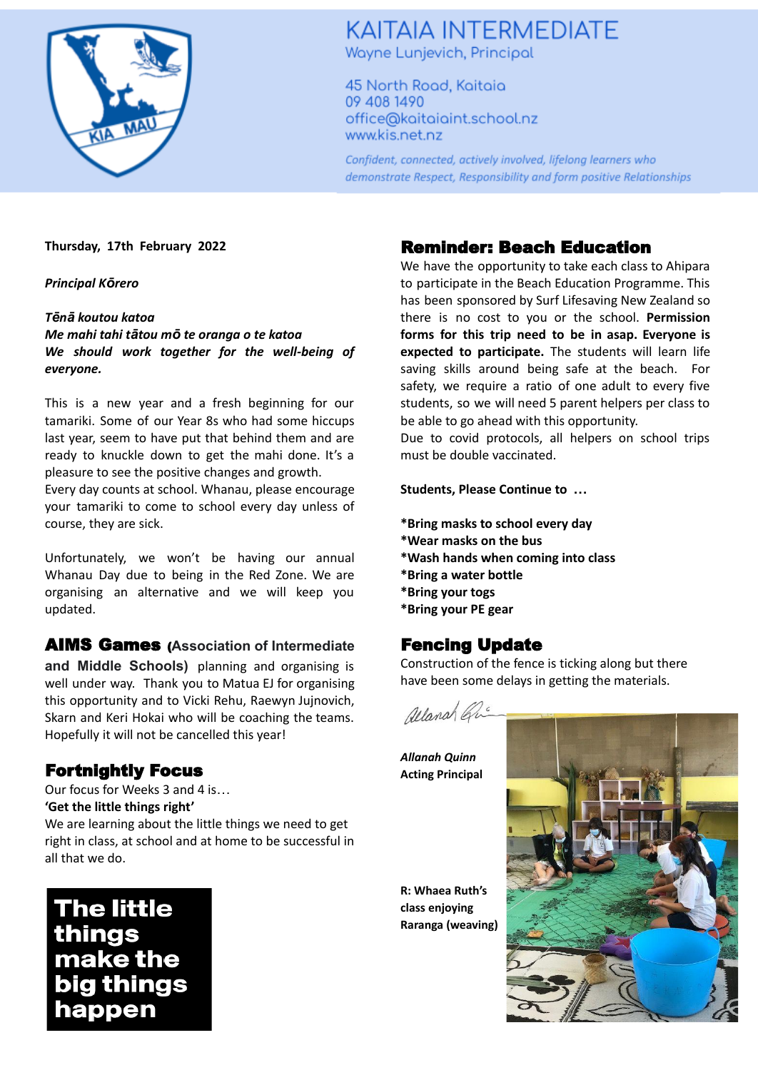# KAITAIA INTERMEDIATE

Wayne Lunjevich, Principal

45 North Road, Kaitaia
09 408 1490
office@kaitaiaint.school.nz
www.kis.net.nz

*Confident, connected, actively involved, lifelong learners who demonstrate Respect, Responsibility and form positive Relationships*

**Thursday, 17th February 2022**

***Principal Kōrero***

***Tēnā koutou katoa***
***Me mahi tahi tātou mō te oranga o te katoa***
***We should work together for the well-being of everyone.***

This is a new year and a fresh beginning for our tamariki. Some of our Year 8s who had some hiccups last year, seem to have put that behind them and are ready to knuckle down to get the mahi done. It's a pleasure to see the positive changes and growth.
Every day counts at school. Whanau, please encourage your tamariki to come to school every day unless of course, they are sick.

Unfortunately, we won't be having our annual Whanau Day due to being in the Red Zone. We are organising an alternative and we will keep you updated.

## AIMS Games (Association of Intermediate and Middle Schools)

planning and organising is well under way. Thank you to Matua EJ for organising this opportunity and to Vicki Rehu, Raewyn Jujnovich, Skarn and Keri Hokai who will be coaching the teams. Hopefully it will not be cancelled this year!

## Fortnightly Focus

Our focus for Weeks 3 and 4 is…
**'Get the little things right'**
We are learning about the little things we need to get right in class, at school and at home to be successful in all that we do.

**The little things make the big things happen**

## Reminder: Beach Education

We have the opportunity to take each class to Ahipara to participate in the Beach Education Programme. This has been sponsored by Surf Lifesaving New Zealand so there is no cost to you or the school. **Permission forms for this trip need to be in asap. Everyone is expected to participate.** The students will learn life saving skills around being safe at the beach. For safety, we require a ratio of one adult to every five students, so we will need 5 parent helpers per class to be able to go ahead with this opportunity.
Due to covid protocols, all helpers on school trips must be double vaccinated.

**Students, Please Continue to …**

**\*Bring masks to school every day**
**\*Wear masks on the bus**
**\*Wash hands when coming into class**
**\*Bring a water bottle**
**\*Bring your togs**
**\*Bring your PE gear**

## Fencing Update

Construction of the fence is ticking along but there have been some delays in getting the materials.

***Allanah Quinn***
***Acting Principal***

**R: Whaea Ruth's class enjoying Raranga (weaving)**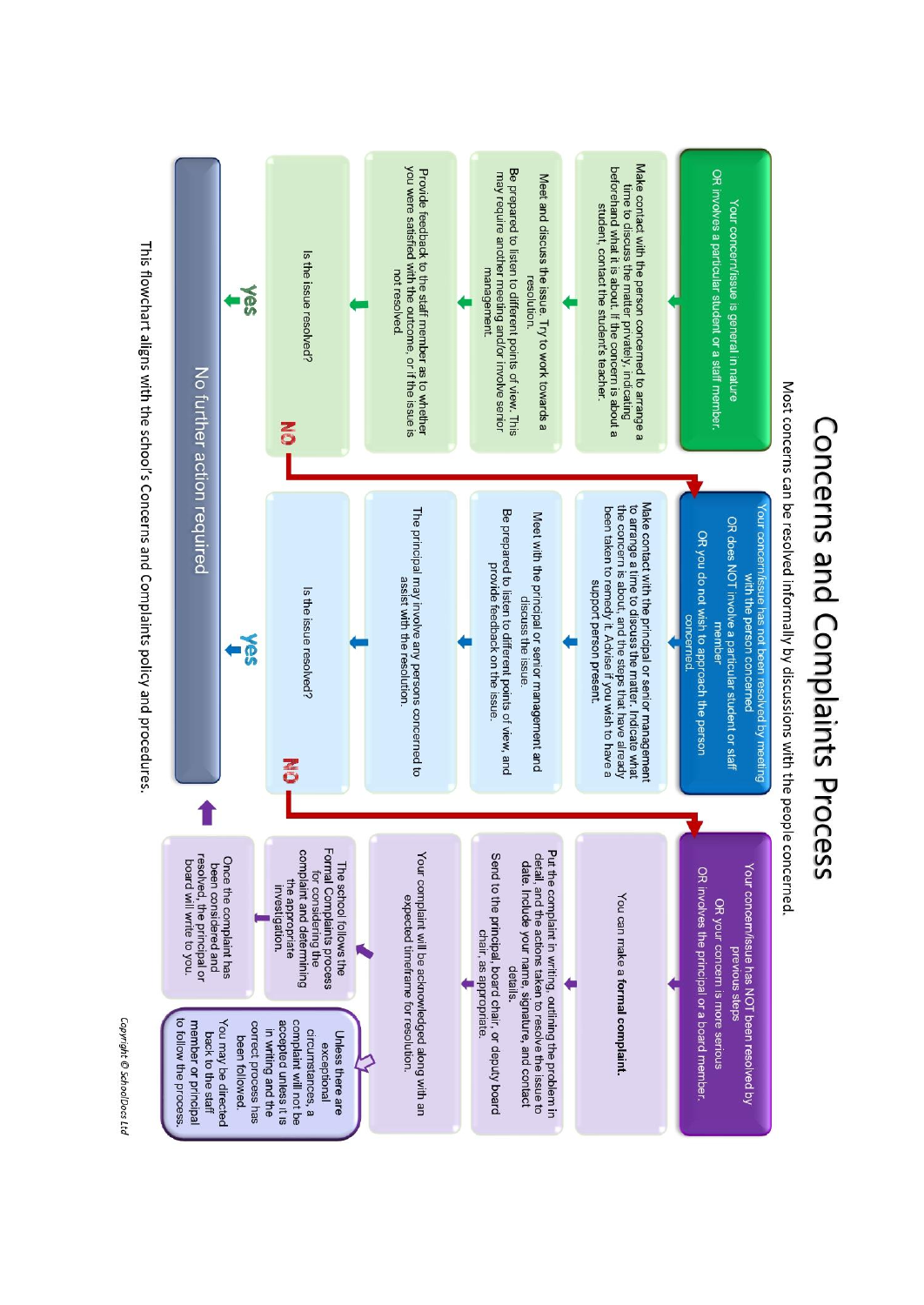# Concerns and Complaints Process

Most concerns can be resolved informally by discussions with the people concerned.

## Step 1

**Your concern/issue is general in nature OR involves a particular student or a staff member.**

Make contact with the person concerned to arrange a time to discuss the matter privately, indicating beforehand what it is about. If the concern is about a student, contact the student's teacher.

Meet and discuss the issue. Try to work towards a resolution.

Be prepared to listen to different points of view. This may require another meeting and/or involve senior management.

Provide feedback to the staff member as to whether you were satisfied with the outcome, or if the issue is not resolved.

Is the issue resolved?

- **Yes** → No further action required
- **No** → Step 2

## Step 2

**Your concern/issue has not been resolved by meeting with the person concerned OR does NOT involve a particular student or staff member OR you do not wish to approach the person concerned.**

Make contact with the principal or senior management to arrange a time to discuss the matter. Indicate what the concern is about, and the steps that have already been taken to remedy it. Advise if you wish to have a support person present.

Meet with the principal or senior management and discuss the issue.

Be prepared to listen to different points of view, and provide feedback on the issue.

The principal may involve any persons concerned to assist with the resolution.

Is the issue resolved?

- **Yes** → No further action required
- **No** → Step 3

## Step 3

**Your concern/issue has NOT been resolved by previous steps OR your concern is more serious OR involves the principal or a board member.**

You can make a **formal complaint**.

Put the complaint in writing, outlining the problem in detail, and the actions taken to resolve the issue to date. Include your name, signature, and contact details.

Send to the principal, board chair, or deputy board chair, as appropriate.

Your complaint will be acknowledged along with an expected timeframe for resolution.

The school follows the Formal Complaints process for considering the complaint and determining the appropriate investigation.

Once the complaint has been considered and resolved, the principal or board will write to you.

> Unless there are exceptional circumstances, a complaint will not be accepted unless it is in writing and the correct process has been followed. You may be directed back to the staff member or principal to follow the process.

No further action required

This flowchart aligns with the school's Concerns and Complaints policy and procedures.

*Copyright © SchoolDocs Ltd*